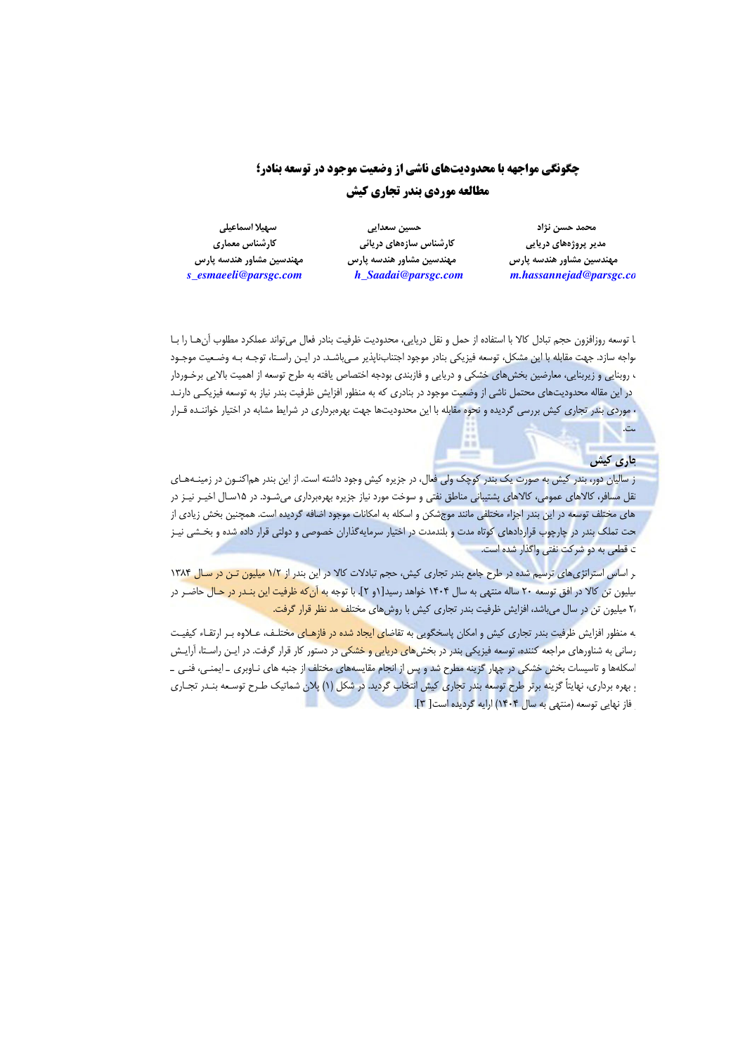# چگونگی مواجهه با محدودیت‌های ناشی از وضعیت موجود در توسعه بنادر؛
## مطالعه موردی بندر تجاری کیش

**محمد حسن نژاد**
**مدیر پروژه‌های دریایی**
**مهندسین مشاور هندسه پارس**
*m.hassannejad@parsgc.co*

**حسین سعدایی**
**کارشناس سازه‌های دریائی**
**مهندسین مشاور هندسه پارس**
*h_Saadai@parsgc.com*

**سهیلا اسماعیلی**
**کارشناس معماری**
**مهندسین مشاور هندسه پارس**
*s_esmaeeli@parsgc.com*

ا توسعه روزافزون حجم تبادل کالا با استفاده از حمل و نقل دریایی، محدودیت ظرفیت بنادر فعال می‌تواند عملکرد مطلوب آن‌ها را بـا واجه سازد. جهت مقابله با این مشکل، توسعه فیزیکی بنادر موجود اجتناب‌ناپذیر مـی‌باشـد. در ایـن راسـتا، توجـه بـه وضـعیت موجـود ، روبنایی و زیربنایی، معارضین بخش‌های خشکی و دریایی و فازبندی بودجه اختصاص یافته به طرح توسعه از اهمیت بالایی برخـوردار در این مقاله محدودیت‌های محتمل ناشی از وضعیت موجود در بنادری که به منظور افزایش ظرفیت بندر نیاز به توسعه فیزیکـی دارنـد ، موردی بندر تجاری کیش بررسی گردیده و نحوه مقابله با این محدودیت‌ها جهت بهره‌برداری در شرایط مشابه در اختیار خواننـده قـرار ست.

### جاری کیش

ز سالیان دور، بندر کیش به صورت یک بندر کوچک ولی فعال، در جزیره کیش وجود داشته است. از این بندر هم‌اکنـون در زمینـه‌هـای نقل مسافر، کالاهای عمومی، کالاهای پشتیبانی مناطق نفتی و سوخت مورد نیاز جزیره بهره‌برداری می‌شـود. در ۱۵سـال اخیـر نیـز در های مختلف توسعه در این بندر اجزاء مختلفی مانند موج‌شکن و اسکله به امکانات موجود اضافه گردیده است. همچنین بخش زیادی از حت تملک بندر در چارچوب قراردادهای کوتاه مدت و بلندمدت در اختیار سرمایه‌گذاران خصوصی و دولتی قرار داده شده و بخـشی نیـز ت قطعی به دو شرکت نفتی واگذار شده است.

ر اساس استراتژی‌های ترسیم شده در طرح جامع بندر تجاری کیش، حجم تبادلات کالا در این بندر از ۱/۲ میلیون تـن در سـال ۱۳۸۴ یلیون تن کالا در افق توسعه ۲۰ ساله منتهی به سال ۱۴۰۴ خواهد رسید[۱و ۲]. با توجه به آن‌که ظرفیت این بنـدر در حـال حاضـر در ۲/ میلیون تن در سال می‌باشد، افزایش ظرفیت بندر تجاری کیش با روش‌های مختلف مد نظر قرار گرفت.

ه منظور افزایش ظرفیت بندر تجاری کیش و امکان پاسخگویی به تقاضای ایجاد شده در فازهـای مختلـف، عـلاوه بـر ارتقـاء کیفیـت رسانی به شناورهای مراجعه کننده، توسعه فیزیکی بندر در بخش‌های دریایی و خشکی در دستور کار قرار گرفت. در ایـن راسـتا، آرایـش اسکله‌ها و تاسیسات بخش خشکی در چهار گزینه مطرح شد و پس از انجام مقایسه‌های مختلف از جنبه های نـاوبری ـ ایمنـی، فنـی ـ ، بهره برداری، نهایتاً گزینه برتر طرح توسعه بندر تجاری کیش انتخاب گردید. در شکل (۱) پلان شماتیک طـرح توسـعه بنـدر تجـاری فاز نهایی توسعه (منتهی به سال ۱۴۰۴) ارایه گردیده است[ ۳].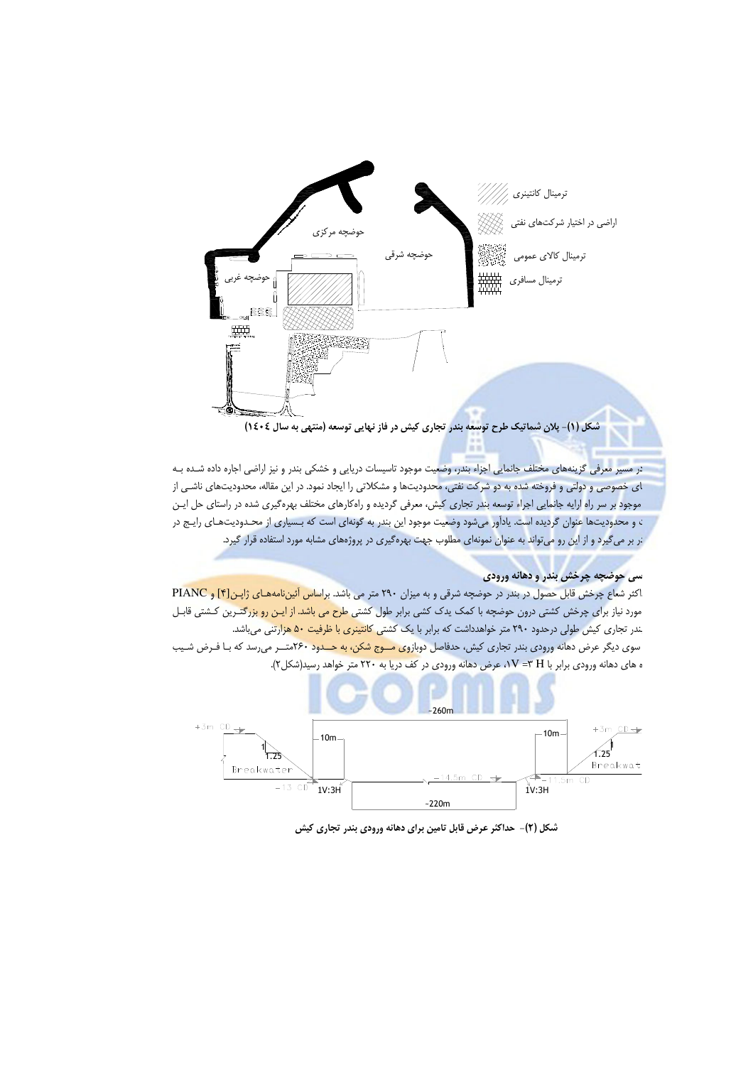شکل (۱)- پلان شماتیک طرح توسعه بندر تجاری کیش در فاز نهایی توسعه (منتهی به سال ۱٤۰٤)

ر مسیر معرفی گزینه‌های مختلف جانمایی اجراء بندر، وضعیت موجود تاسیسات دریایی و خشکی بندر و نیز اراضی اجاره داده شـده بـه ای خصوصی و دولتی و فروخته شده به دو شرکت نفتی، محدودیت‌ها و مشکلاتی را ایجاد نمود. در این مقاله، محدودیت‌های ناشـی از موجود بر سر راه ارایه جانمایی اجراء توسعه بندر تجاری کیش، معرفی گردیده و راه‌کارهای مختلف بهره‌گیری شده در راستای حل ایـن ، و محدودیت‌ها عنوان گردیده است. یادآور می‌شود وضعیت موجود این بندر به گونه‌ای است که بسیاری از محـدودیت‌هـای رایـج در ر بر می‌گیرد و از این رو می‌تواند به عنوان نمونه‌ای مطلوب جهت بهره‌گیری در پروژه‌های مشابه مورد استفاده قرار گیرد.

### سی حوضچه چرخش بندر و دهانه ورودی

اکثر شعاع چرخش قابل حصول در بندر در حوضچه شرقی و به میزان ۲۹۰ متر می باشد. براساس آئین‌نامه‌هـای ژاپـن[۴] و PIANC مورد نیاز برای چرخش کشتی درون حوضچه با کمک یدک کشی برابر طول کشتی طرح می باشد. از ایـن رو بزرگتـرین کـشتی قابـل ندر تجاری کیش طولی درحدود ۲۹۰ متر خواهدداشت که برابر با یک کشتی کانتینری با ظرفیت ۵۰ هزارتنی می‌باشد.
سوی دیگر عرض دهانه ورودی بندر تجاری کیش، حدفاصل دوبازوی مـوج شکن، به حـدود ۲۶۰متـر می‌رسد که بـا فـرض شـیب ه های دهانه ورودی برابر با $H$ ۳= $V$۱، عرض دهانه ورودی در کف دریا به ۲۲۰ متر خواهد رسید(شکل۲).

شکل (۲)- حداکثر عرض قابل تامین برای دهانه ورودی بندر تجاری کیش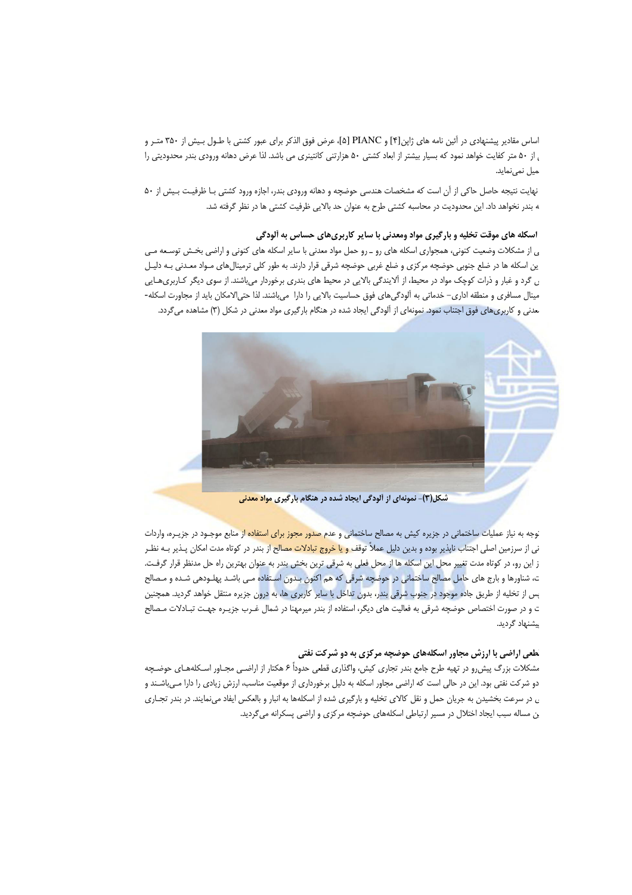اساس مقادیر پیشنهادی در آئین نامه های ژاپن[۴] و PIANC [۵]، عرض فوق الذکر برای عبور کشتی با طول بیش از ۳۵۰ متـر و
ی از ۵۰ متر کفایت خواهد نمود که بسیار بیشتر از ابعاد کشتی ۵۰ هزارتنی کانتینری می باشد. لذا عرض دهانه ورودی بندر محدودیتی را
میل نمی‌نماید.

نهایت نتیجه حاصل حاکی از آن است که مشخصات هندسی حوضچه و دهانه ورودی بندر، اجازه ورود کشتی بـا ظرفیت بـیش از ۵۰
ه بندر نخواهد داد. این محدودیت در محاسبه کشتی طرح به عنوان حد بالایی ظرفیت کشتی ها در نظر گرفته شد.

### اسکله های موقت تخلیه و بارگیری مواد ومعدنی با سایر کاربری‌های حساس به آلودگی

ی از مشکلات وضعیت کنونی، همجواری اسکله های رو ـ رو حمل مواد معدنی با سایر اسکله های کنونی و اراضی بخـش توسـعه مـی
ین اسکله ها در ضلع جنوبی حوضچه مرکزی و ضلع غربی حوضچه شرقی قرار دارند. به طور کلی ترمینال‌های مـواد معـدنی بـه دلیـل
ن گرد و غبار و ذرات کوچک مواد در محیط، از آلایندگی بالایی در محیط های بندری برخوردار می‌باشند. از سوی دیگر کـاربری‌هـایی
مینال مسافری و منطقه اداری- خدماتی به آلودگی‌های فوق حساسیت بالایی را دارا می‌باشند. لذا حتی‌الامکان باید از مجاورت اسکله-
عدنی و کاربری‌های فوق اجتناب نمود. نمونه‌ای از آلودگی ایجاد شده در هنگام بارگیری مواد معدنی در شکل (۳) مشاهده می‌گردد.

**شکل(۳)- نمونه‌ای از آلودگی ایجاد شده در هنگام بارگیری مواد معدنی**

وجه به نیاز عملیات ساختمانی در جزیره کیش به مصالح ساختمانی و عدم صدور مجوز برای استفاده از منابع موجـود در جزیـره، واردات
نی از سرزمین اصلی اجتناب ناپذیر بوده و بدین دلیل عملاً توقف و یا خروج تبادلات مصالح از بندر در کوتاه مدت امکان پـذیر بـه نظـر
ز این رو، در کوتاه مدت تغییر محل این اسکله ها از محل فعلی به شرقی ترین بخش بندر به عنوان بهترین راه حل مدنظر قرار گرفـت.
ت، شناورها و بارج های حامل مصالح ساختمانی در حوضچه شرقی که هم اکنون بـدون اسـتفاده مـی باشـد پهلـودهی شـده و مـصالح
پس از تخلیه از طریق جاده موجود در جنوب شرقی بندر، بدون تداخل با سایر کاربری ها، به درون جزیره منتقل خواهد گردید. همچنین
ت و در صورت اختصاص حوضچه شرقی به فعالیت های دیگر، استفاده از بندر میرمهنا در شمال غـرب جزیـره جهـت تبـادلات مـصالح
پیشنهاد گردید.

### طعی اراضی با ارزش مجاور اسکله‌های حوضچه مرکزی به دو شرکت نفتی

مشکلات بزرگ پیش‌رو در تهیه طرح جامع بندر تجاری کیش، واگذاری قطعی حدوداً ۶ هکتار از اراضـی مجـاور اسـکله‌هـای حوضـچه
دو شرکت نفتی بود. این در حالی است که اراضی مجاور اسکله به دلیل برخورداری از موقعیت مناسب، ارزش زیادی را دارا مـی‌باشـند و
ن در سرعت بخشیدن به جریان حمل و نقل کالای تخلیه و بارگیری شده از اسکله‌ها به انبار و بالعکس ایفاد می‌نمایند. در بندر تجـاری
ن مساله سبب ایجاد اختلال در مسیر ارتباطی اسکله‌های حوضچه مرکزی و اراضی پسکرانه می‌گردید.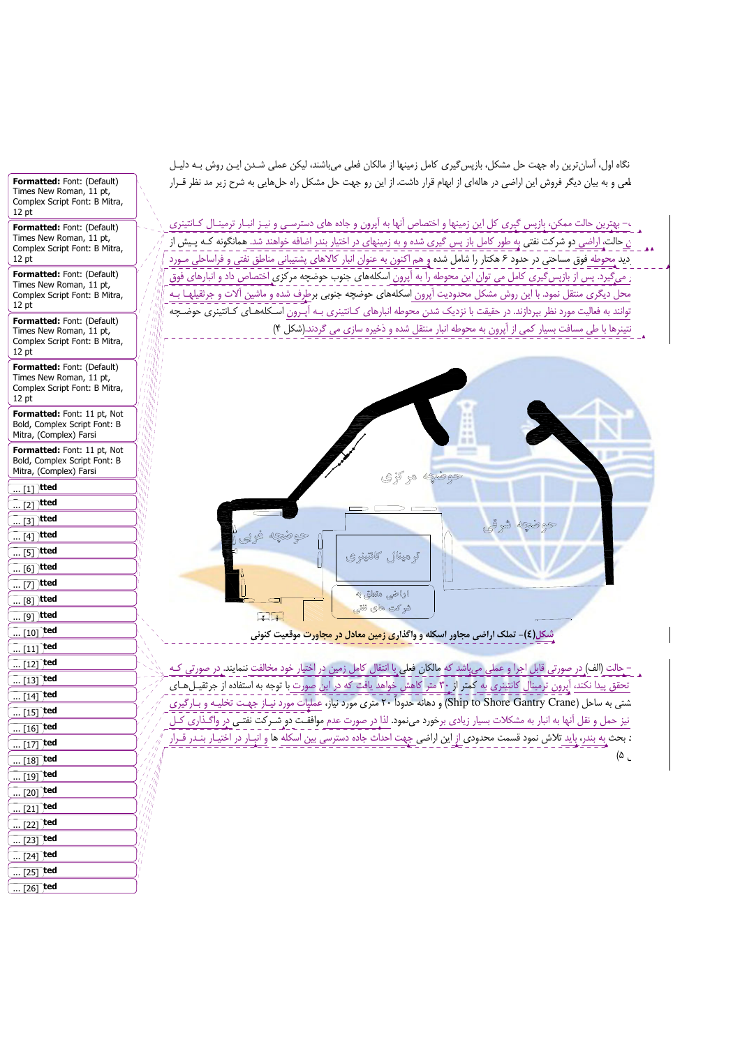نگاه اول، آسان‌ترین راه جهت حل مشکل، بازپس‌گیری کامل زمینها از مالکان فعلی می‌باشند، لیکن عملی شدن این روش به دلیل ...لعی و به بیان دیگر فروش این اراضی در هاله‌ای از ابهام قرار داشت. از این رو جهت حل مشکل راه حل‌هایی به شرح زیر مد نظر قرار

- بهترین حالت ممکن، بازپس گیری کل این زمینها و اختصاص آنها به آپرون و جاده های دسترسی و نیز انبار ترمینال کانتینری ...ن حالت، اراضی دو شرکت نفتی به طور کامل باز پس گیری شده و به زمینهای در اختیار بندر اضافه خواهند شد. همانگونه که پیش از ...دید محوطه فوق مساحتی در حدود ۶ هکتار را شامل شده و هم اکنون به عنوان انبار کالاهای پشتیبانی مناطق نفتی و فراساحلی مورد ... می‌گیرد. پس از بازپس‌گیری کامل می توان این محوطه را به آپرون اسکله‌های جنوب حوضچه مرکزی اختصاص داد و انبارهای فوق ... محل دیگری منتقل نمود. با این روش مشکل محدودیت آپرون اسکله‌های حوضچه جنوبی برطرف شده و ماشین آلات و جرثقیلها به ... توانند به فعالیت مورد نظر بپردازند. در حقیقت با نزدیک شدن محوطه انبارهای کانتینری به آپرون اسکله‌های کانتینری حوضچه ... نتینرها با طی مسافت بسیار کمی از آپرون به محوطه انبار منتقل شده و ذخیره سازی می گردند.(شکل ۴)

**شکل(٤)- تملک اراضی مجاور اسکله و واگذاری زمین معادل در مجاورت موقعیت کنونی**

- حالت (الف) در صورتی قابل اجرا و عملی می‌باشد که مالکان فعلی با انتقال کامل زمین در اختیار خود مخالفت ننمایند. در صورتی که ... تحقق پیدا نکند، آپرون ترمینال کانتینری به کمتر از ۳۰ متر کاهش خواهد یافت که در این صورت با توجه به استفاده از جرثقیل‌های ... شتی به ساحل (Ship to Shore Gantry Crane) و دهانه حدوداً ۲۰ متری مورد نیاز، عملیات مورد نیاز جهت تخلیه و بارگیری ... نیز حمل و نقل آنها به انبار به مشکلات بسیار زیادی برخورد می‌نمود. لذا در صورت عدم موافقت دو شرکت نفتی در واگذاری کل ... بحث به بندر، باید تلاش نمود قسمت محدودی از این اراضی جهت احداث جاده دسترسی بین اسکله ها و انبار در اختیار بندر قرار ...ل ۵)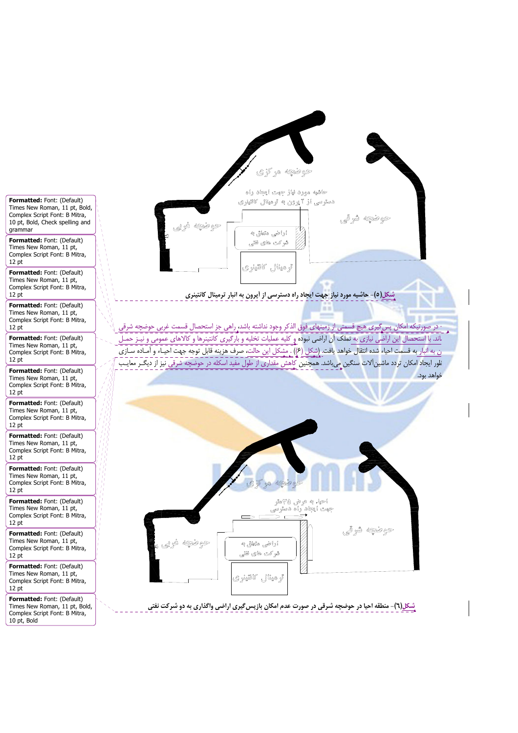حوضچه مرکزی

حاشیه مورد نیاز جهت ایجاد راه دسترسی از آپرون به ترمینال کانتینری

حوضچه غربی

اراضی متعلق به شرکت های نفتی

حوضچه شرقی

ترمینال کانتینری

**شکل(۵)- حاشیه مورد نیاز جهت ایجاد راه دسترسی از آپرون به انبار ترمینال کانتینری**

- در صورتیکه امکان پس‌گیری هیچ قسمتی از زمینهای فوق الذکر وجود نداشته باشد، راهی جز استحصال قسمت غربی حوضچه شرقی نماند. با استحصال این اراضی نیازی به تملک آن اراضی نبوده و کلیه عملیات تخلیه و بارگیری کانتینرها و کالاهای عمومی و نیـز حمـل آن به انبار به قسمت احیاء شده انتقال خواهد یافت. (شکل (۶)) . مشکل این حالت، صرف هزینه قابل توجه جهت احیـاء و آمـاده سـازی بمنظور ایجاد امکان تردد ماشین‌آلات سنگین می‌باشد. همچنین کاهش مقداری از طول مفید اسکله در حوضچه شرقی نیز از دیگـر معایـب خواهد بود.

حوضچه مرکزی

احیاء به عرض ۳۵متر جهت ایجاد راه دسترسی

حوضچه غربی

اراضی متعلق به شرکت های نفتی

حوضچه شرقی

ترمینال کانتینری

**شکل(۶)- منطقه احیا در حوضچه شرقی در صورت عدم امکان بازپس‌گیری اراضی واگذاری به دو شرکت نفتی**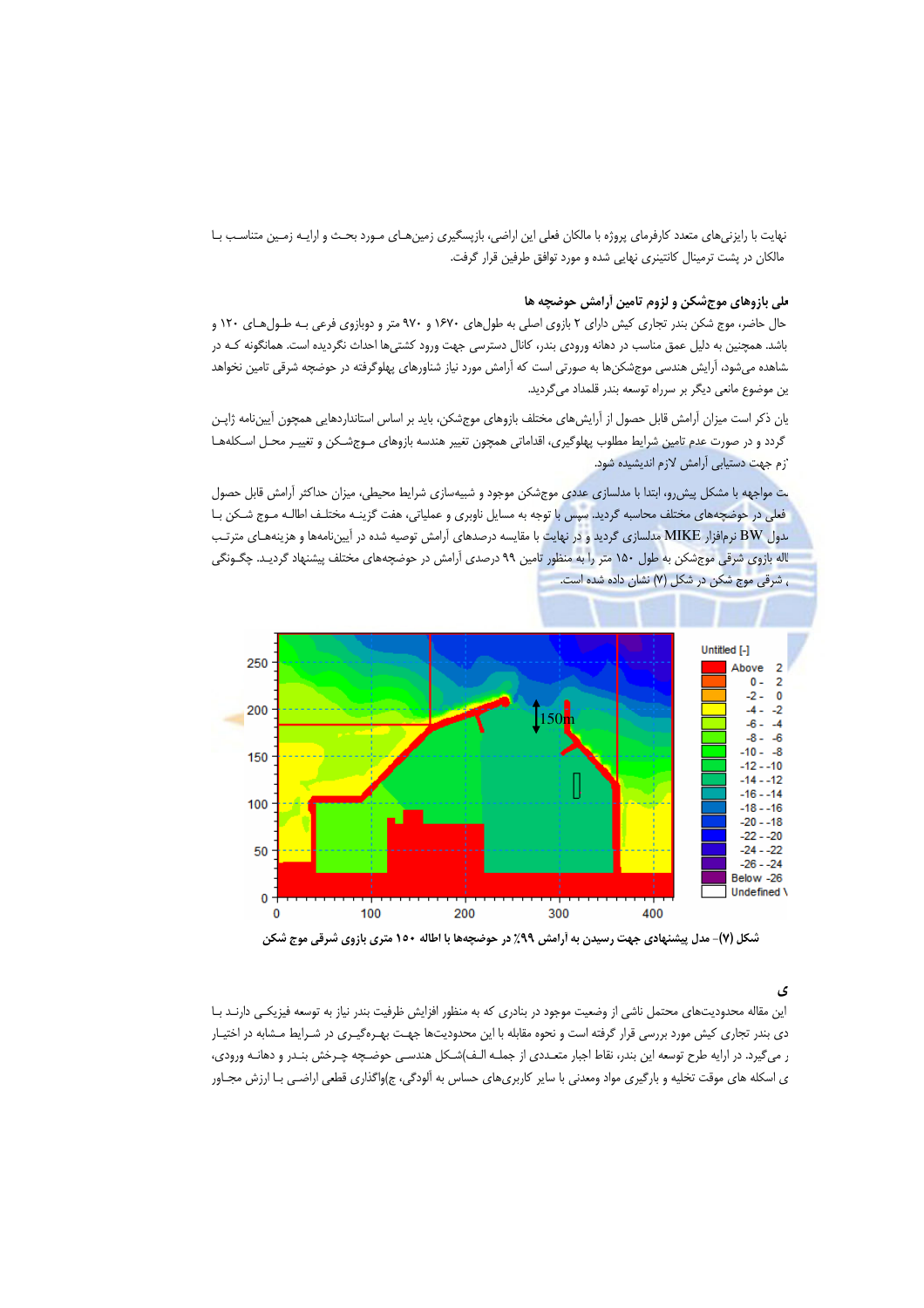نهایت با رایزنی‌های متعدد کارفرمای پروژه با مالکان فعلی این اراضی، بازپسگیری زمین‌هـای مـورد بحـث و ارایـه زمـین متناسـب بـا مالکان در پشت ترمینال کانتینری نهایی شده و مورد توافق طرفین قرار گرفت.

### ملی بازوهای موج‌شکن و لزوم تامین آرامش حوضچه ها

حال حاضر، موج شکن بندر تجاری کیش دارای ۲ بازوی اصلی به طول‌های ۱۶۷۰ و ۹۷۰ متر و دوبازوی فرعی بـه طـول‌هـای ۱۲۰ و باشد. همچنین به دلیل عمق مناسب در دهانه ورودی بندر، کانال دسترسی جهت ورود کشتی‌ها احداث نگردیده است. همانگونه کـه در شاهده می‌شود، آرایش هندسی موج‌شکن‌ها به صورتی است که آرامش مورد نیاز شناورهای پهلوگرفته در حوضچه شرقی تامین نخواهد ین موضوع مانعی دیگر بر سرراه توسعه بندر قلمداد می‌گردید.

یان ذکر است میزان آرامش قابل حصول از آرایش‌های مختلف بازوهای موج‌شکن، باید بر اساس استانداردهایی همچون آیین‌نامه ژاپـن گردد و در صورت عدم تامین شرایط مطلوب پهلوگیری، اقداماتی همچون تغییر هندسه بازوهای مـوج‌شـکن و تغییـر محـل اسـکله‌هـا زم جهت دستیابی آرامش لازم اندیشیده شود.

ت مواجهه با مشکل پیش‌رو، ابتدا با مدلسازی عددی موج‌شکن موجود و شبیه‌سازی شرایط محیطی، میزان حداکثر آرامش قابل حصول فعلی در حوضچه‌های مختلف محاسبه گردید. سپس با توجه به مسایل ناوبری و عملیاتی، هفت گزینـه مختلـف اطالـه مـوج شـکن بـا دول BW نرم‌افزار MIKE مدلسازی گردید و در نهایت با مقایسه درصدهای آرامش توصیه شده در آیین‌نامه‌ها و هزینه‌هـای مترتـب اله بازوی شرقی موج‌شکن به طول ۱۵۰ متر را به منظور تامین ۹۹ درصدی آرامش در حوضچه‌های مختلف پیشنهاد گردیـد. چگـونگی ، شرقی موج شکن در شکل (۷) نشان داده شده است.

شکل (۷)- مدل پیشنهادی جهت رسیدن به آرامش ۹۹٪ در حوضچه‌ها با اطاله ۱۵۰ متری بازوی شرقی موج شکن

### ی

این مقاله محدودیت‌های محتمل ناشی از وضعیت موجود در بنادری که به منظور افزایش ظرفیت بندر نیاز به توسعه فیزیکـی دارنـد بـا دی بندر تجاری کیش مورد بررسی قرار گرفته است و نحوه مقابله با این محدودیت‌ها جهت بهـره‌گیـری در شـرایط مـشابه در اختیـار ر می‌گیرد. در ارایه طرح توسعه این بندر، نقاط اجبار متعـددی از جملـه الـف)شـکل هندسـی حوضـچه چـرخش بنـدر و دهانـه ورودی، ی اسکله های موقت تخلیه و بارگیری مواد ومعدنی با سایر کاربری‌های حساس به آلودگی، ج)واگذاری قطعی اراضـی بـا ارزش مجـاور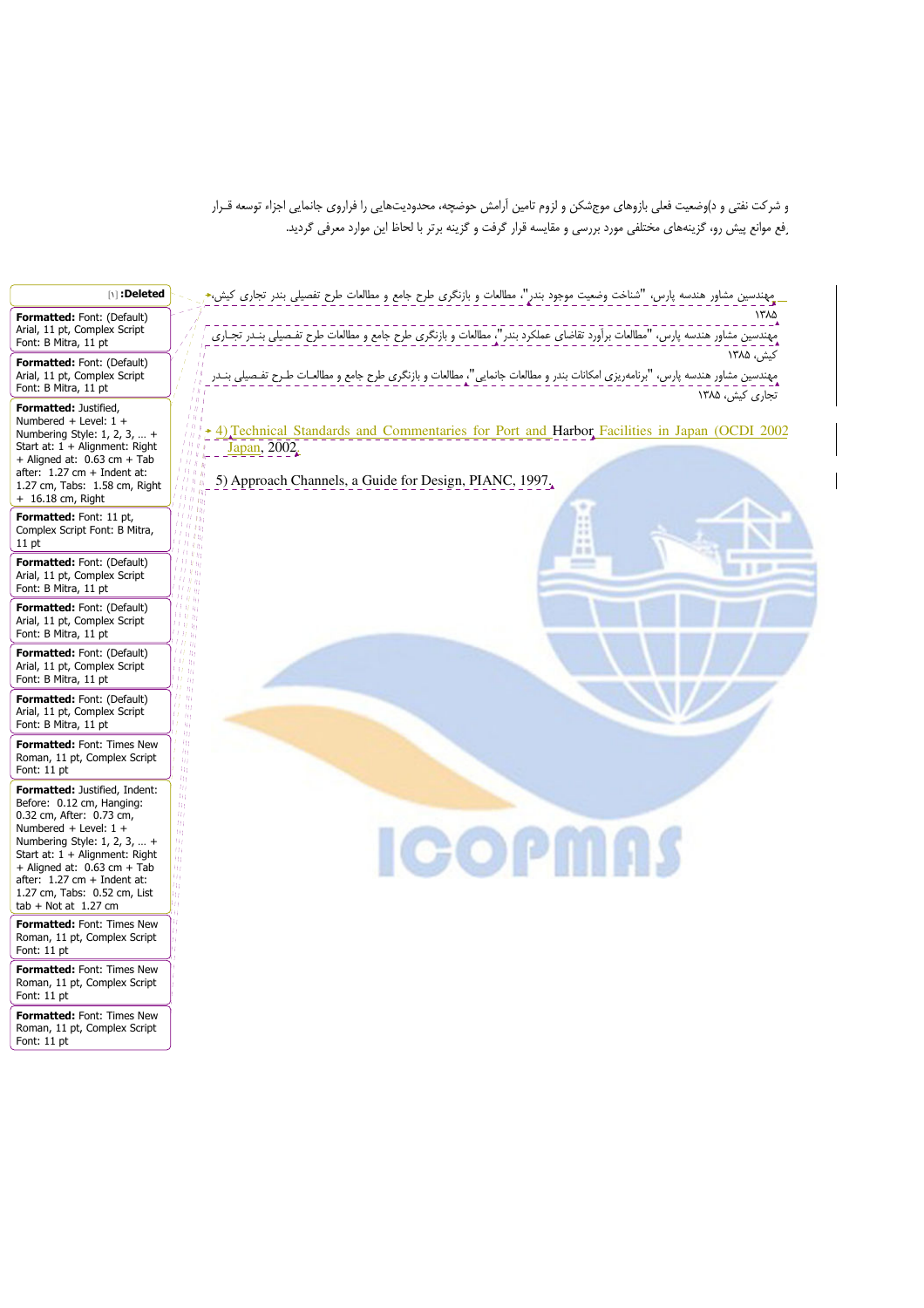و شرکت نفتی و د)وضعیت فعلی بازوهای موجشکن و لزوم تامین آرامش حوضچه، محدودیت‌هایی را فراروی جانمایی اجزاء توسعه قـرار
رفع موانع پیش رو، گزینه‌های مختلفی مورد بررسی و مقایسه قرار گرفت و گزینه برتر با لحاظ این موارد معرفی گردید.

مهندسین مشاور هندسه پارس، "شناخت وضعیت موجود بندر"، مطالعات و بازنگری طرح جامع و مطالعات طرح تفصیلی بندر تجاری کیش، ۱۳۸۵

مهندسین مشاور هندسه پارس، "مطالعات برآورد تقاضای عملکرد بندر"، مطالعات و بازنگری طرح جامع و مطالعات طرح تفـصیلی بنـدر تجـاری کیش، ۱۳۸۵

مهندسین مشاور هندسه پارس، "برنامه‌ریزی امکانات بندر و مطالعات جانمایی"، مطالعات و بازنگری طرح جامع و مطالعـات طـرح تفـصیلی بنـدر تجاری کیش، ۱۳۸۵

4) Technical Standards and Commentaries for Port and Harbor Facilities in Japan (OCDI 2002 Japan, 2002

5) Approach Channels, a Guide for Design, PIANC, 1997.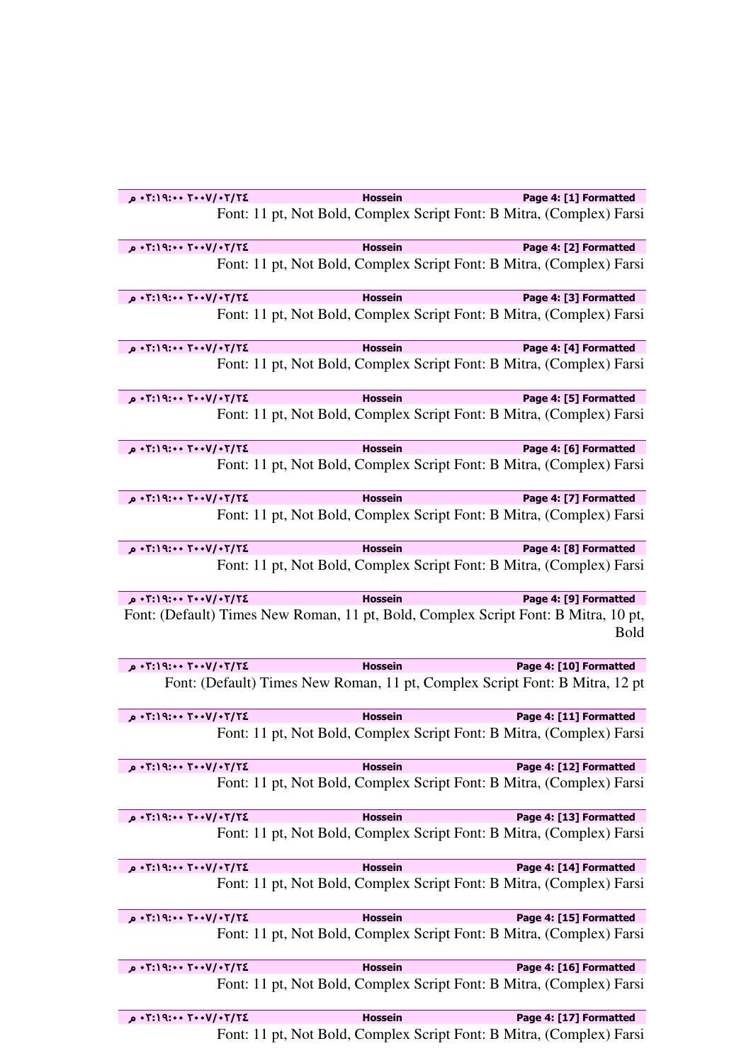٢٤/٠٢/٢٠٠٧ ٠٢:١٩:٠٠ م | Hossein | Page 4: [1] Formatted

Font: 11 pt, Not Bold, Complex Script Font: B Mitra, (Complex) Farsi

٢٤/٠٢/٢٠٠٧ ٠٢:١٩:٠٠ م | Hossein | Page 4: [2] Formatted

Font: 11 pt, Not Bold, Complex Script Font: B Mitra, (Complex) Farsi

٢٤/٠٢/٢٠٠٧ ٠٢:١٩:٠٠ م | Hossein | Page 4: [3] Formatted

Font: 11 pt, Not Bold, Complex Script Font: B Mitra, (Complex) Farsi

٢٤/٠٢/٢٠٠٧ ٠٢:١٩:٠٠ م | Hossein | Page 4: [4] Formatted

Font: 11 pt, Not Bold, Complex Script Font: B Mitra, (Complex) Farsi

٢٤/٠٢/٢٠٠٧ ٠٢:١٩:٠٠ م | Hossein | Page 4: [5] Formatted

Font: 11 pt, Not Bold, Complex Script Font: B Mitra, (Complex) Farsi

٢٤/٠٢/٢٠٠٧ ٠٢:١٩:٠٠ م | Hossein | Page 4: [6] Formatted

Font: 11 pt, Not Bold, Complex Script Font: B Mitra, (Complex) Farsi

٢٤/٠٢/٢٠٠٧ ٠٢:١٩:٠٠ م | Hossein | Page 4: [7] Formatted

Font: 11 pt, Not Bold, Complex Script Font: B Mitra, (Complex) Farsi

٢٤/٠٢/٢٠٠٧ ٠٢:١٩:٠٠ م | Hossein | Page 4: [8] Formatted

Font: 11 pt, Not Bold, Complex Script Font: B Mitra, (Complex) Farsi

٢٤/٠٢/٢٠٠٧ ٠٢:١٩:٠٠ م | Hossein | Page 4: [9] Formatted

Font: (Default) Times New Roman, 11 pt, Bold, Complex Script Font: B Mitra, 10 pt, Bold

٢٤/٠٢/٢٠٠٧ ٠٢:١٩:٠٠ م | Hossein | Page 4: [10] Formatted

Font: (Default) Times New Roman, 11 pt, Complex Script Font: B Mitra, 12 pt

٢٤/٠٢/٢٠٠٧ ٠٢:١٩:٠٠ م | Hossein | Page 4: [11] Formatted

Font: 11 pt, Not Bold, Complex Script Font: B Mitra, (Complex) Farsi

٢٤/٠٢/٢٠٠٧ ٠٢:١٩:٠٠ م | Hossein | Page 4: [12] Formatted

Font: 11 pt, Not Bold, Complex Script Font: B Mitra, (Complex) Farsi

٢٤/٠٢/٢٠٠٧ ٠٢:١٩:٠٠ م | Hossein | Page 4: [13] Formatted

Font: 11 pt, Not Bold, Complex Script Font: B Mitra, (Complex) Farsi

٢٤/٠٢/٢٠٠٧ ٠٢:١٩:٠٠ م | Hossein | Page 4: [14] Formatted

Font: 11 pt, Not Bold, Complex Script Font: B Mitra, (Complex) Farsi

٢٤/٠٢/٢٠٠٧ ٠٢:١٩:٠٠ م | Hossein | Page 4: [15] Formatted

Font: 11 pt, Not Bold, Complex Script Font: B Mitra, (Complex) Farsi

٢٤/٠٢/٢٠٠٧ ٠٢:١٩:٠٠ م | Hossein | Page 4: [16] Formatted

Font: 11 pt, Not Bold, Complex Script Font: B Mitra, (Complex) Farsi

٢٤/٠٢/٢٠٠٧ ٠٢:١٩:٠٠ م | Hossein | Page 4: [17] Formatted

Font: 11 pt, Not Bold, Complex Script Font: B Mitra, (Complex) Farsi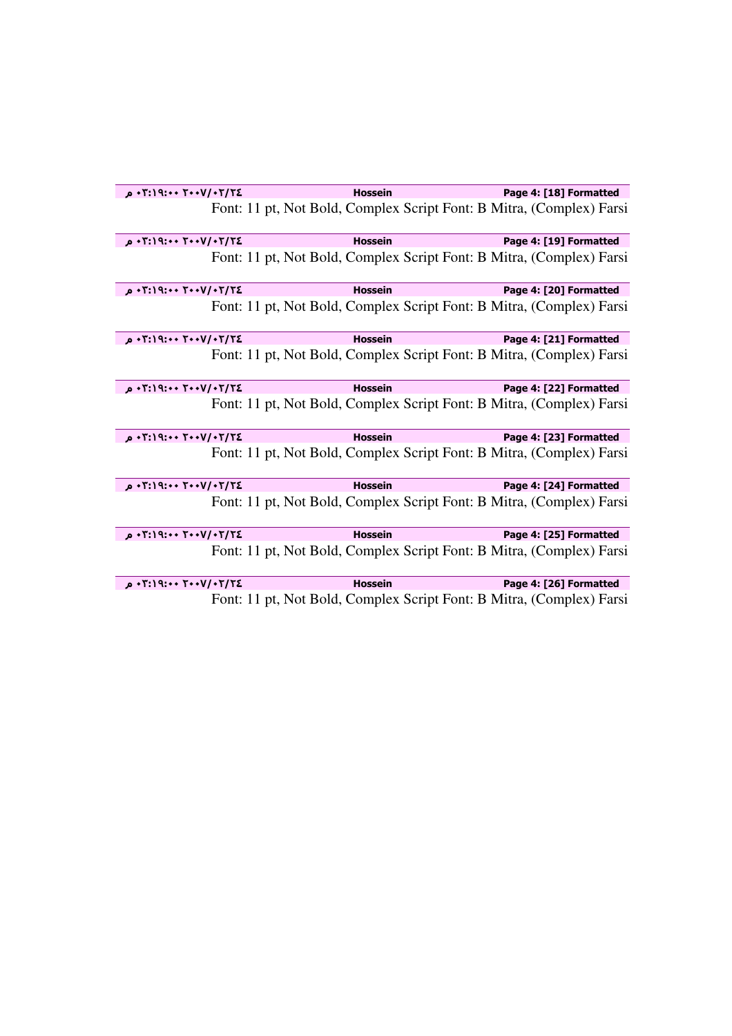| | | |
|---|---|---|
| **Page 4: [18] Formatted** | **Hossein** | **٢٤/٠٢/٢٠٠٧ ٠٢:١٩:٠٠ م** |

Font: 11 pt, Not Bold, Complex Script Font: B Mitra, (Complex) Farsi

| | | |
|---|---|---|
| **Page 4: [19] Formatted** | **Hossein** | **٢٤/٠٢/٢٠٠٧ ٠٢:١٩:٠٠ م** |

Font: 11 pt, Not Bold, Complex Script Font: B Mitra, (Complex) Farsi

| | | |
|---|---|---|
| **Page 4: [20] Formatted** | **Hossein** | **٢٤/٠٢/٢٠٠٧ ٠٢:١٩:٠٠ م** |

Font: 11 pt, Not Bold, Complex Script Font: B Mitra, (Complex) Farsi

| | | |
|---|---|---|
| **Page 4: [21] Formatted** | **Hossein** | **٢٤/٠٢/٢٠٠٧ ٠٢:١٩:٠٠ م** |

Font: 11 pt, Not Bold, Complex Script Font: B Mitra, (Complex) Farsi

| | | |
|---|---|---|
| **Page 4: [22] Formatted** | **Hossein** | **٢٤/٠٢/٢٠٠٧ ٠٢:١٩:٠٠ م** |

Font: 11 pt, Not Bold, Complex Script Font: B Mitra, (Complex) Farsi

| | | |
|---|---|---|
| **Page 4: [23] Formatted** | **Hossein** | **٢٤/٠٢/٢٠٠٧ ٠٢:١٩:٠٠ م** |

Font: 11 pt, Not Bold, Complex Script Font: B Mitra, (Complex) Farsi

| | | |
|---|---|---|
| **Page 4: [24] Formatted** | **Hossein** | **٢٤/٠٢/٢٠٠٧ ٠٢:١٩:٠٠ م** |

Font: 11 pt, Not Bold, Complex Script Font: B Mitra, (Complex) Farsi

| | | |
|---|---|---|
| **Page 4: [25] Formatted** | **Hossein** | **٢٤/٠٢/٢٠٠٧ ٠٢:١٩:٠٠ م** |

Font: 11 pt, Not Bold, Complex Script Font: B Mitra, (Complex) Farsi

| | | |
|---|---|---|
| **Page 4: [26] Formatted** | **Hossein** | **٢٤/٠٢/٢٠٠٧ ٠٢:١٩:٠٠ م** |

Font: 11 pt, Not Bold, Complex Script Font: B Mitra, (Complex) Farsi